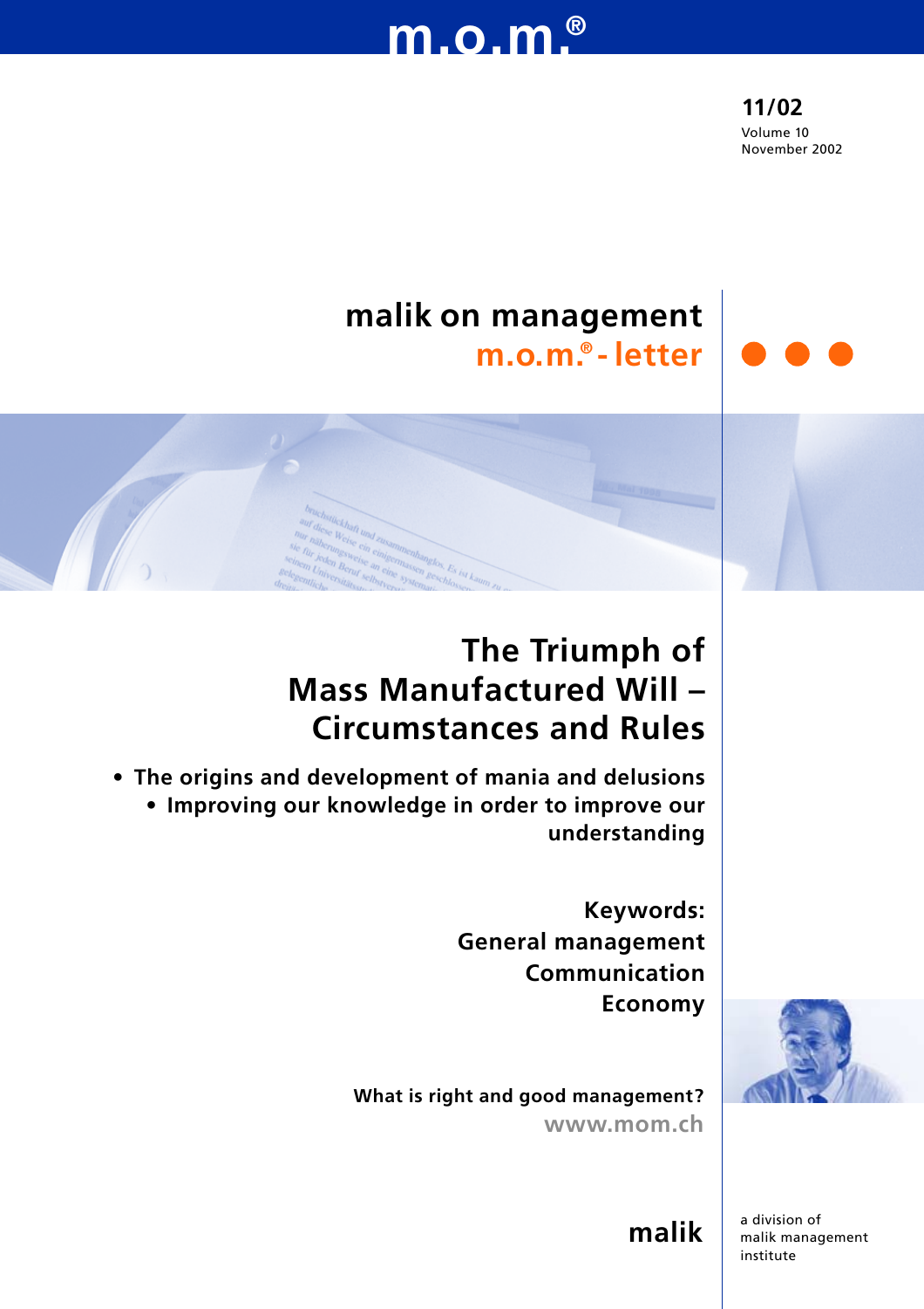m.o.m.®

**11/02**
Volume 10
November 2002

malik on management
m.o.m.® - letter

# The Triumph of Mass Manufactured Will – Circumstances and Rules

- **The origins and development of mania and delusions**
- **Improving our knowledge in order to improve our understanding**

**Keywords:**
**General management**
**Communication**
**Economy**

**What is right and good management?**
**www.mom.ch**

**malik**

a division of
malik management
institute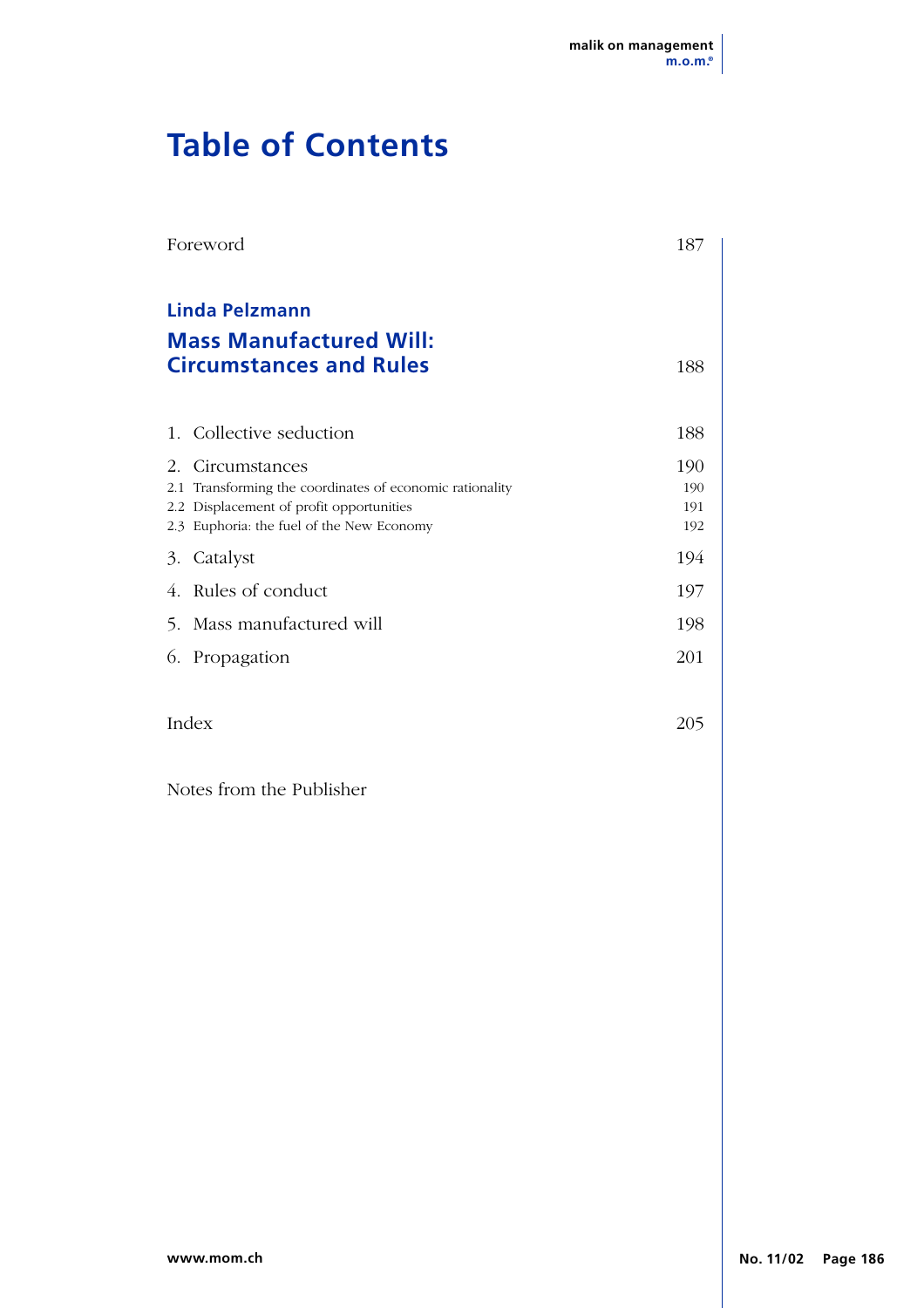# Table of Contents

| | |
|---|---|
| Foreword | 187 |
| **Linda Pelzmann** | |
| **Mass Manufactured Will: Circumstances and Rules** | 188 |
| 1. Collective seduction | 188 |
| 2. Circumstances | 190 |
| 2.1 Transforming the coordinates of economic rationality | 190 |
| 2.2 Displacement of profit opportunities | 191 |
| 2.3 Euphoria: the fuel of the New Economy | 192 |
| 3. Catalyst | 194 |
| 4. Rules of conduct | 197 |
| 5. Mass manufactured will | 198 |
| 6. Propagation | 201 |
| Index | 205 |
| Notes from the Publisher | |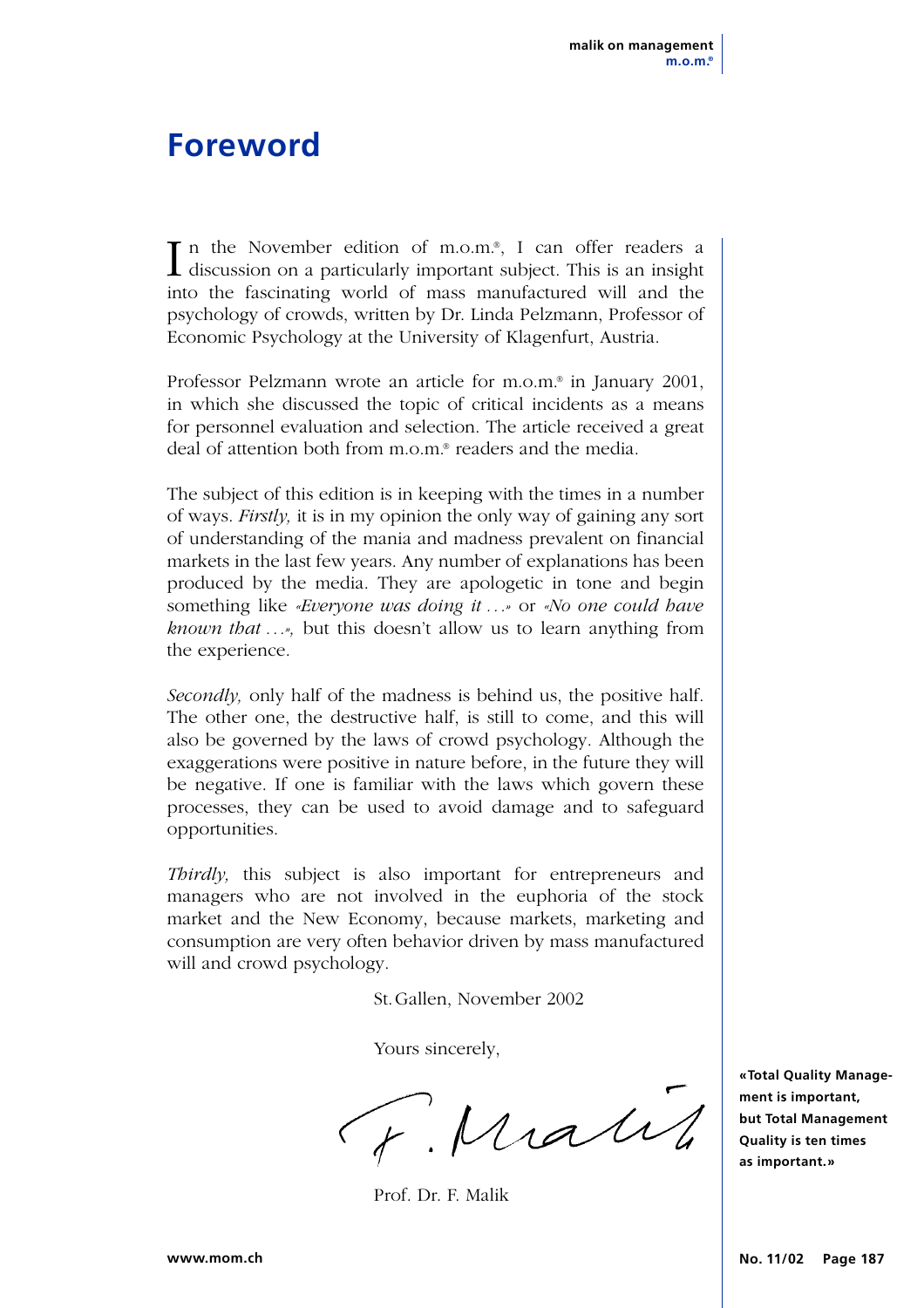# Foreword

In the November edition of m.o.m.®, I can offer readers a discussion on a particularly important subject. This is an insight into the fascinating world of mass manufactured will and the psychology of crowds, written by Dr. Linda Pelzmann, Professor of Economic Psychology at the University of Klagenfurt, Austria.

Professor Pelzmann wrote an article for m.o.m.® in January 2001, in which she discussed the topic of critical incidents as a means for personnel evaluation and selection. The article received a great deal of attention both from m.o.m.® readers and the media.

The subject of this edition is in keeping with the times in a number of ways. *Firstly,* it is in my opinion the only way of gaining any sort of understanding of the mania and madness prevalent on financial markets in the last few years. Any number of explanations has been produced by the media. They are apologetic in tone and begin something like *«Everyone was doing it …»* or *«No one could have known that …»,* but this doesn't allow us to learn anything from the experience.

*Secondly,* only half of the madness is behind us, the positive half. The other one, the destructive half, is still to come, and this will also be governed by the laws of crowd psychology. Although the exaggerations were positive in nature before, in the future they will be negative. If one is familiar with the laws which govern these processes, they can be used to avoid damage and to safeguard opportunities.

*Thirdly,* this subject is also important for entrepreneurs and managers who are not involved in the euphoria of the stock market and the New Economy, because markets, marketing and consumption are very often behavior driven by mass manufactured will and crowd psychology.

St. Gallen, November 2002

Yours sincerely,

F. Malik

Prof. Dr. F. Malik

**«Total Quality Management is important, but Total Management Quality is ten times as important.»**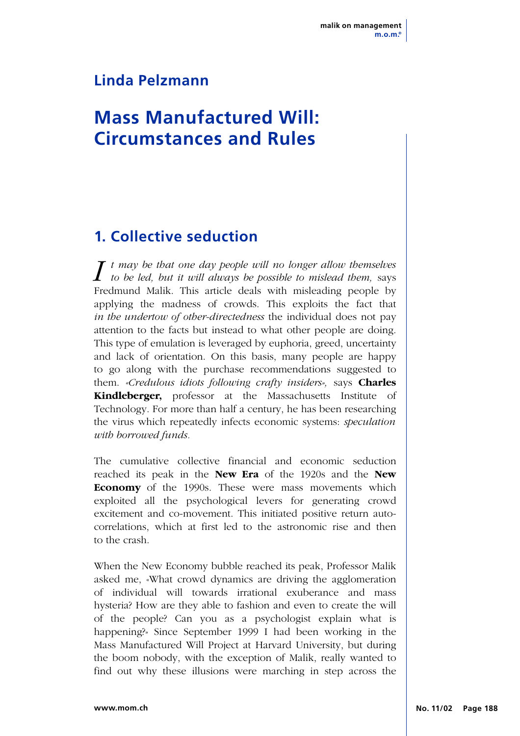## Linda Pelzmann

# Mass Manufactured Will: Circumstances and Rules

## 1. Collective seduction

*It may be that one day people will no longer allow themselves to be led, but it will always be possible to mislead them,* says Fredmund Malik. This article deals with misleading people by applying the madness of crowds. This exploits the fact that *in the undertow of other-directedness* the individual does not pay attention to the facts but instead to what other people are doing. This type of emulation is leveraged by euphoria, greed, uncertainty and lack of orientation. On this basis, many people are happy to go along with the purchase recommendations suggested to them. *«Credulous idiots following crafty insiders»,* says **Charles Kindleberger,** professor at the Massachusetts Institute of Technology. For more than half a century, he has been researching the virus which repeatedly infects economic systems: *speculation with borrowed funds.*

The cumulative collective financial and economic seduction reached its peak in the **New Era** of the 1920s and the **New Economy** of the 1990s. These were mass movements which exploited all the psychological levers for generating crowd excitement and co-movement. This initiated positive return auto-correlations, which at first led to the astronomic rise and then to the crash.

When the New Economy bubble reached its peak, Professor Malik asked me, «What crowd dynamics are driving the agglomeration of individual will towards irrational exuberance and mass hysteria? How are they able to fashion and even to create the will of the people? Can you as a psychologist explain what is happening?» Since September 1999 I had been working in the Mass Manufactured Will Project at Harvard University, but during the boom nobody, with the exception of Malik, really wanted to find out why these illusions were marching in step across the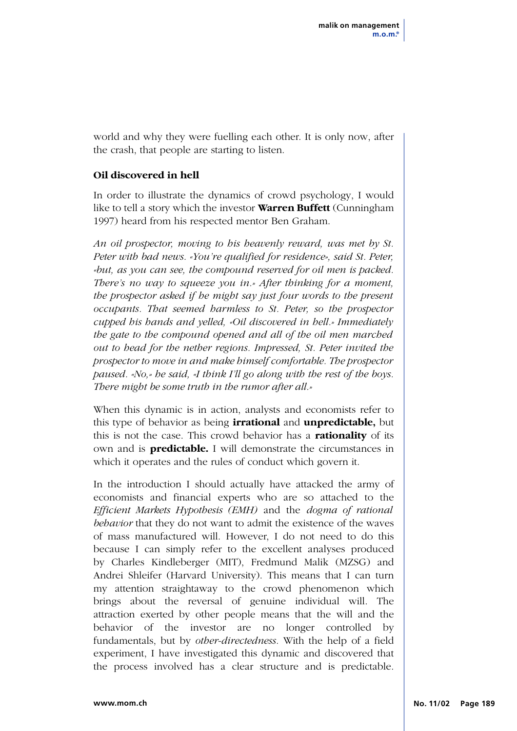world and why they were fuelling each other. It is only now, after the crash, that people are starting to listen.

## Oil discovered in hell

In order to illustrate the dynamics of crowd psychology, I would like to tell a story which the investor **Warren Buffett** (Cunningham 1997) heard from his respected mentor Ben Graham.

*An oil prospector, moving to his heavenly reward, was met by St. Peter with bad news. «You're qualified for residence», said St. Peter, «but, as you can see, the compound reserved for oil men is packed. There's no way to squeeze you in.» After thinking for a moment, the prospector asked if he might say just four words to the present occupants. That seemed harmless to St. Peter, so the prospector cupped his hands and yelled, «Oil discovered in hell.» Immediately the gate to the compound opened and all of the oil men marched out to head for the nether regions. Impressed, St. Peter invited the prospector to move in and make himself comfortable. The prospector paused. «No,» he said, «I think I'll go along with the rest of the boys. There might be some truth in the rumor after all.»*

When this dynamic is in action, analysts and economists refer to this type of behavior as being **irrational** and **unpredictable,** but this is not the case. This crowd behavior has a **rationality** of its own and is **predictable.** I will demonstrate the circumstances in which it operates and the rules of conduct which govern it.

In the introduction I should actually have attacked the army of economists and financial experts who are so attached to the *Efficient Markets Hypothesis (EMH)* and the *dogma of rational behavior* that they do not want to admit the existence of the waves of mass manufactured will. However, I do not need to do this because I can simply refer to the excellent analyses produced by Charles Kindleberger (MIT), Fredmund Malik (MZSG) and Andrei Shleifer (Harvard University). This means that I can turn my attention straightaway to the crowd phenomenon which brings about the reversal of genuine individual will. The attraction exerted by other people means that the will and the behavior of the investor are no longer controlled by fundamentals, but by *other-directedness.* With the help of a field experiment, I have investigated this dynamic and discovered that the process involved has a clear structure and is predictable.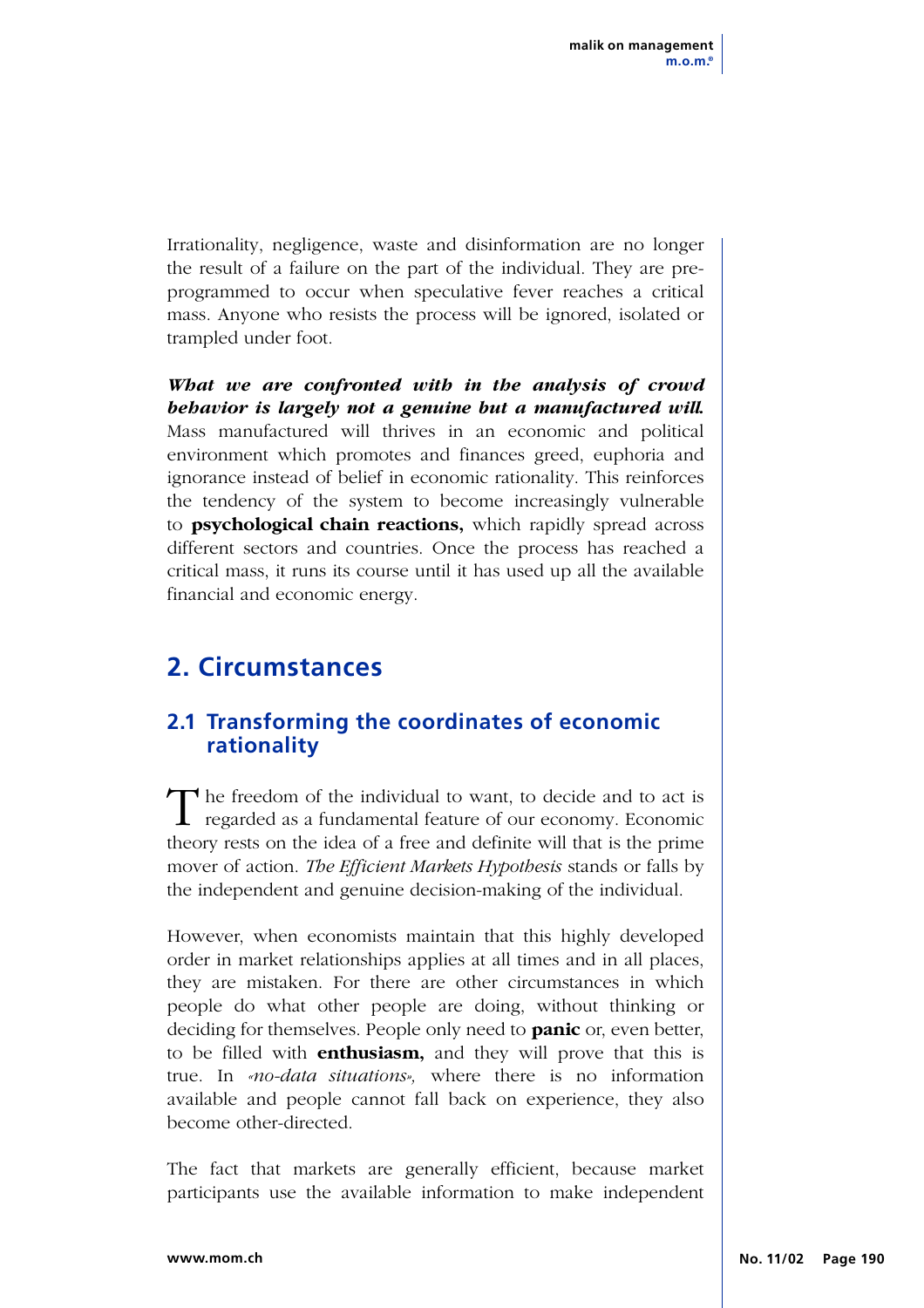Irrationality, negligence, waste and disinformation are no longer the result of a failure on the part of the individual. They are pre-programmed to occur when speculative fever reaches a critical mass. Anyone who resists the process will be ignored, isolated or trampled under foot.

***What we are confronted with in the analysis of crowd behavior is largely not a genuine but a manufactured will.*** Mass manufactured will thrives in an economic and political environment which promotes and finances greed, euphoria and ignorance instead of belief in economic rationality. This reinforces the tendency of the system to become increasingly vulnerable to **psychological chain reactions,** which rapidly spread across different sectors and countries. Once the process has reached a critical mass, it runs its course until it has used up all the available financial and economic energy.

## 2. Circumstances

### 2.1 Transforming the coordinates of economic rationality

The freedom of the individual to want, to decide and to act is regarded as a fundamental feature of our economy. Economic theory rests on the idea of a free and definite will that is the prime mover of action. *The Efficient Markets Hypothesis* stands or falls by the independent and genuine decision-making of the individual.

However, when economists maintain that this highly developed order in market relationships applies at all times and in all places, they are mistaken. For there are other circumstances in which people do what other people are doing, without thinking or deciding for themselves. People only need to **panic** or, even better, to be filled with **enthusiasm,** and they will prove that this is true. In *«no-data situations»,* where there is no information available and people cannot fall back on experience, they also become other-directed.

The fact that markets are generally efficient, because market participants use the available information to make independent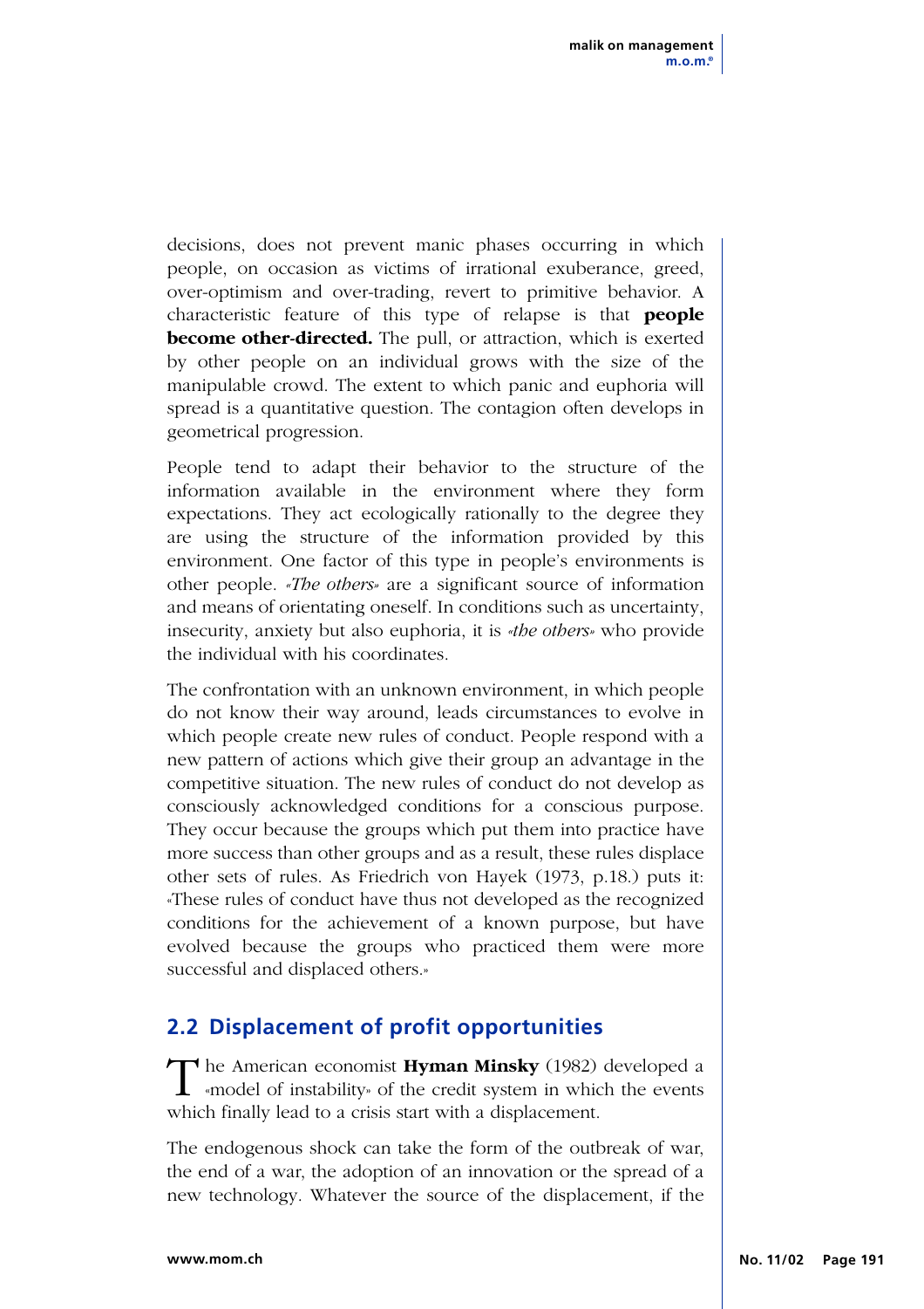decisions, does not prevent manic phases occurring in which people, on occasion as victims of irrational exuberance, greed, over-optimism and over-trading, revert to primitive behavior. A characteristic feature of this type of relapse is that **people become other-directed.** The pull, or attraction, which is exerted by other people on an individual grows with the size of the manipulable crowd. The extent to which panic and euphoria will spread is a quantitative question. The contagion often develops in geometrical progression.

People tend to adapt their behavior to the structure of the information available in the environment where they form expectations. They act ecologically rationally to the degree they are using the structure of the information provided by this environment. One factor of this type in people's environments is other people. *«The others»* are a significant source of information and means of orientating oneself. In conditions such as uncertainty, insecurity, anxiety but also euphoria, it is *«the others»* who provide the individual with his coordinates.

The confrontation with an unknown environment, in which people do not know their way around, leads circumstances to evolve in which people create new rules of conduct. People respond with a new pattern of actions which give their group an advantage in the competitive situation. The new rules of conduct do not develop as consciously acknowledged conditions for a conscious purpose. They occur because the groups which put them into practice have more success than other groups and as a result, these rules displace other sets of rules. As Friedrich von Hayek (1973, p.18.) puts it: «These rules of conduct have thus not developed as the recognized conditions for the achievement of a known purpose, but have evolved because the groups who practiced them were more successful and displaced others.»

## 2.2 Displacement of profit opportunities

The American economist **Hyman Minsky** (1982) developed a «model of instability» of the credit system in which the events which finally lead to a crisis start with a displacement.

The endogenous shock can take the form of the outbreak of war, the end of a war, the adoption of an innovation or the spread of a new technology. Whatever the source of the displacement, if the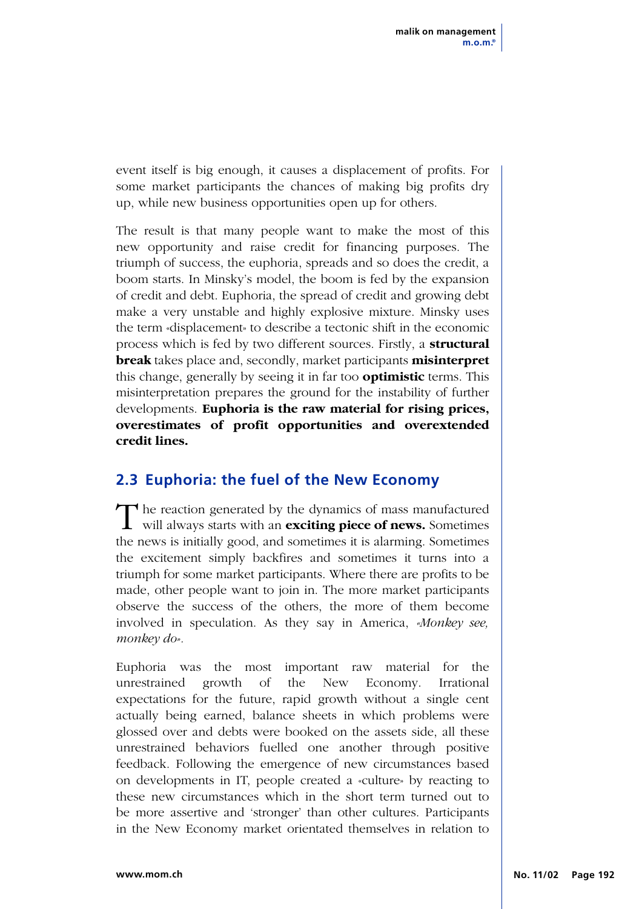event itself is big enough, it causes a displacement of profits. For some market participants the chances of making big profits dry up, while new business opportunities open up for others.

The result is that many people want to make the most of this new opportunity and raise credit for financing purposes. The triumph of success, the euphoria, spreads and so does the credit, a boom starts. In Minsky's model, the boom is fed by the expansion of credit and debt. Euphoria, the spread of credit and growing debt make a very unstable and highly explosive mixture. Minsky uses the term «displacement» to describe a tectonic shift in the economic process which is fed by two different sources. Firstly, a **structural break** takes place and, secondly, market participants **misinterpret** this change, generally by seeing it in far too **optimistic** terms. This misinterpretation prepares the ground for the instability of further developments. **Euphoria is the raw material for rising prices, overestimates of profit opportunities and overextended credit lines.**

## 2.3 Euphoria: the fuel of the New Economy

The reaction generated by the dynamics of mass manufactured will always starts with an **exciting piece of news.** Sometimes the news is initially good, and sometimes it is alarming. Sometimes the excitement simply backfires and sometimes it turns into a triumph for some market participants. Where there are profits to be made, other people want to join in. The more market participants observe the success of the others, the more of them become involved in speculation. As they say in America, *«Monkey see, monkey do»*.

Euphoria was the most important raw material for the unrestrained growth of the New Economy. Irrational expectations for the future, rapid growth without a single cent actually being earned, balance sheets in which problems were glossed over and debts were booked on the assets side, all these unrestrained behaviors fuelled one another through positive feedback. Following the emergence of new circumstances based on developments in IT, people created a «culture» by reacting to these new circumstances which in the short term turned out to be more assertive and 'stronger' than other cultures. Participants in the New Economy market orientated themselves in relation to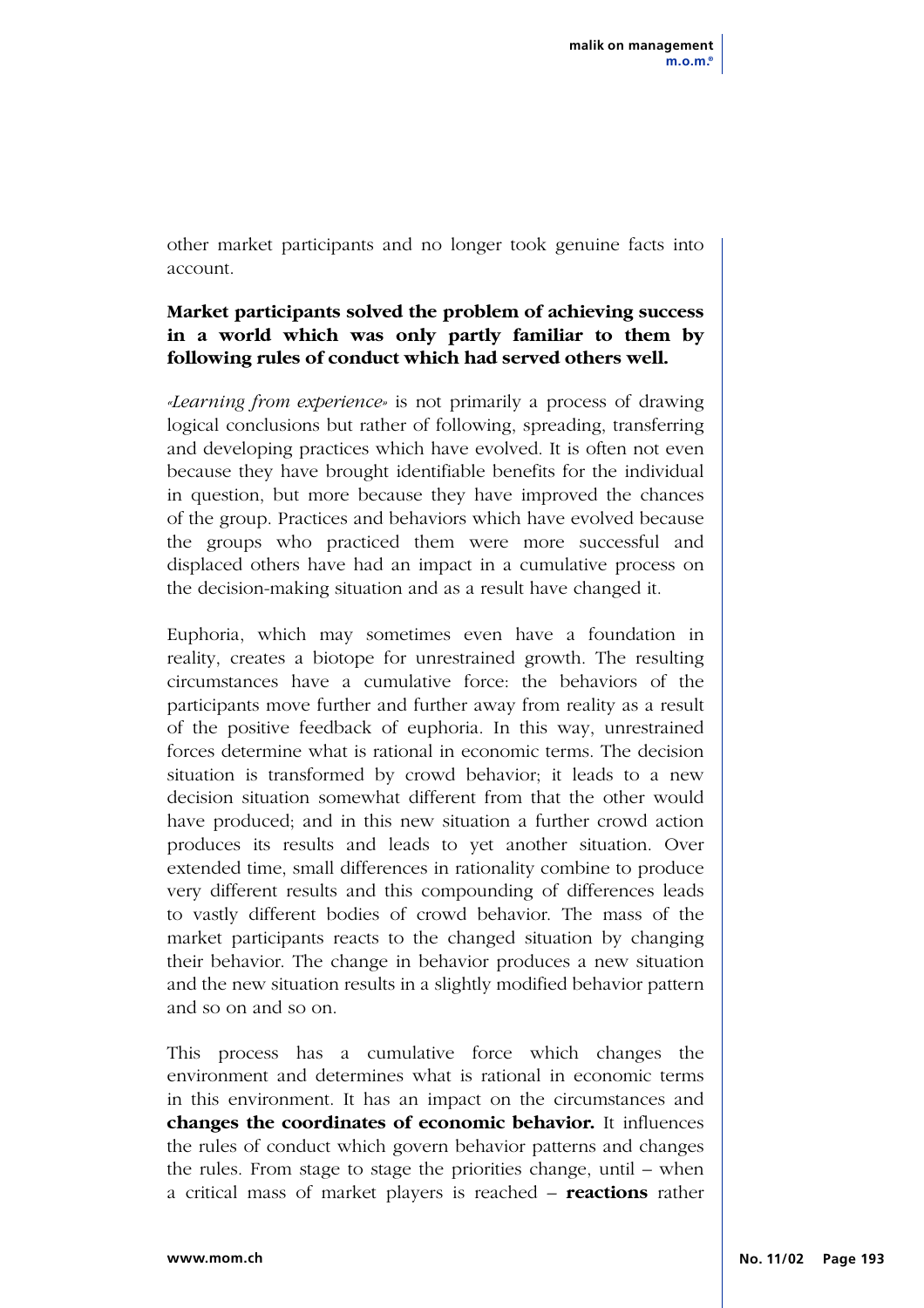other market participants and no longer took genuine facts into account.

**Market participants solved the problem of achieving success in a world which was only partly familiar to them by following rules of conduct which had served others well.**

«*Learning from experience*» is not primarily a process of drawing logical conclusions but rather of following, spreading, transferring and developing practices which have evolved. It is often not even because they have brought identifiable benefits for the individual in question, but more because they have improved the chances of the group. Practices and behaviors which have evolved because the groups who practiced them were more successful and displaced others have had an impact in a cumulative process on the decision-making situation and as a result have changed it.

Euphoria, which may sometimes even have a foundation in reality, creates a biotope for unrestrained growth. The resulting circumstances have a cumulative force: the behaviors of the participants move further and further away from reality as a result of the positive feedback of euphoria. In this way, unrestrained forces determine what is rational in economic terms. The decision situation is transformed by crowd behavior; it leads to a new decision situation somewhat different from that the other would have produced; and in this new situation a further crowd action produces its results and leads to yet another situation. Over extended time, small differences in rationality combine to produce very different results and this compounding of differences leads to vastly different bodies of crowd behavior. The mass of the market participants reacts to the changed situation by changing their behavior. The change in behavior produces a new situation and the new situation results in a slightly modified behavior pattern and so on and so on.

This process has a cumulative force which changes the environment and determines what is rational in economic terms in this environment. It has an impact on the circumstances and **changes the coordinates of economic behavior.** It influences the rules of conduct which govern behavior patterns and changes the rules. From stage to stage the priorities change, until – when a critical mass of market players is reached – **reactions** rather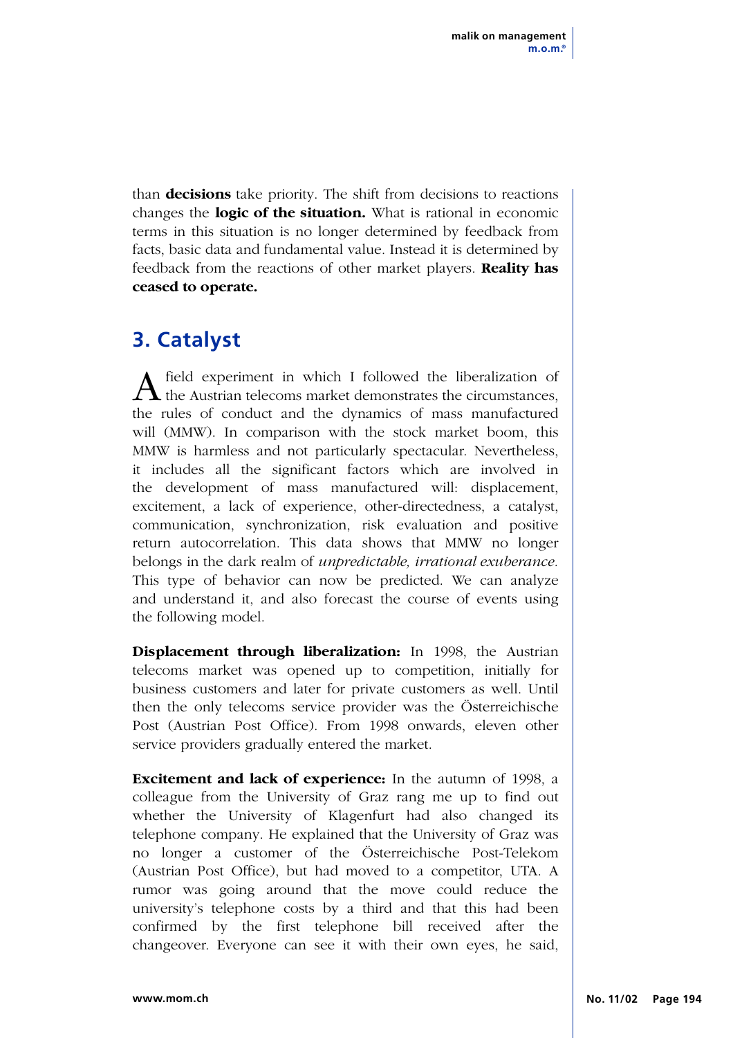than **decisions** take priority. The shift from decisions to reactions changes the **logic of the situation.** What is rational in economic terms in this situation is no longer determined by feedback from facts, basic data and fundamental value. Instead it is determined by feedback from the reactions of other market players. **Reality has ceased to operate.**

## 3. Catalyst

A field experiment in which I followed the liberalization of the Austrian telecoms market demonstrates the circumstances, the rules of conduct and the dynamics of mass manufactured will (MMW). In comparison with the stock market boom, this MMW is harmless and not particularly spectacular. Nevertheless, it includes all the significant factors which are involved in the development of mass manufactured will: displacement, excitement, a lack of experience, other-directedness, a catalyst, communication, synchronization, risk evaluation and positive return autocorrelation. This data shows that MMW no longer belongs in the dark realm of *unpredictable, irrational exuberance.* This type of behavior can now be predicted. We can analyze and understand it, and also forecast the course of events using the following model.

**Displacement through liberalization:** In 1998, the Austrian telecoms market was opened up to competition, initially for business customers and later for private customers as well. Until then the only telecoms service provider was the Österreichische Post (Austrian Post Office). From 1998 onwards, eleven other service providers gradually entered the market.

**Excitement and lack of experience:** In the autumn of 1998, a colleague from the University of Graz rang me up to find out whether the University of Klagenfurt had also changed its telephone company. He explained that the University of Graz was no longer a customer of the Österreichische Post-Telekom (Austrian Post Office), but had moved to a competitor, UTA. A rumor was going around that the move could reduce the university's telephone costs by a third and that this had been confirmed by the first telephone bill received after the changeover. Everyone can see it with their own eyes, he said,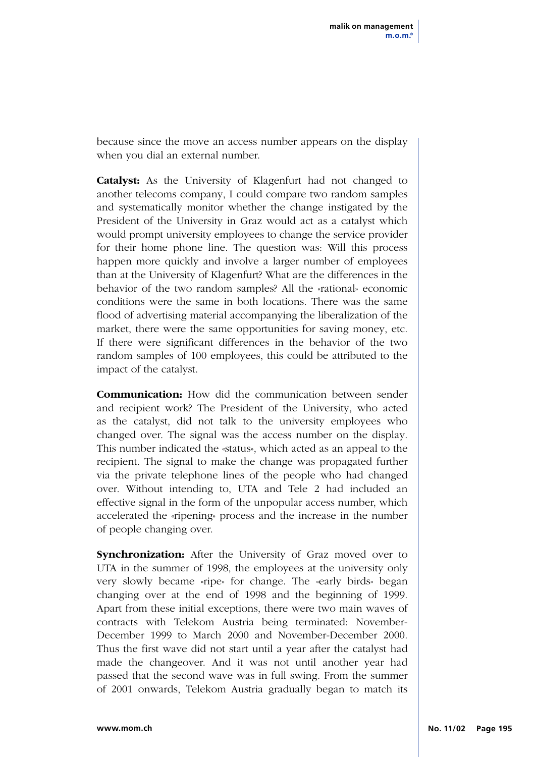because since the move an access number appears on the display when you dial an external number.

**Catalyst:** As the University of Klagenfurt had not changed to another telecoms company, I could compare two random samples and systematically monitor whether the change instigated by the President of the University in Graz would act as a catalyst which would prompt university employees to change the service provider for their home phone line. The question was: Will this process happen more quickly and involve a larger number of employees than at the University of Klagenfurt? What are the differences in the behavior of the two random samples? All the «rational» economic conditions were the same in both locations. There was the same flood of advertising material accompanying the liberalization of the market, there were the same opportunities for saving money, etc. If there were significant differences in the behavior of the two random samples of 100 employees, this could be attributed to the impact of the catalyst.

**Communication:** How did the communication between sender and recipient work? The President of the University, who acted as the catalyst, did not talk to the university employees who changed over. The signal was the access number on the display. This number indicated the «status», which acted as an appeal to the recipient. The signal to make the change was propagated further via the private telephone lines of the people who had changed over. Without intending to, UTA and Tele 2 had included an effective signal in the form of the unpopular access number, which accelerated the «ripening» process and the increase in the number of people changing over.

**Synchronization:** After the University of Graz moved over to UTA in the summer of 1998, the employees at the university only very slowly became «ripe» for change. The «early birds» began changing over at the end of 1998 and the beginning of 1999. Apart from these initial exceptions, there were two main waves of contracts with Telekom Austria being terminated: November-December 1999 to March 2000 and November-December 2000. Thus the first wave did not start until a year after the catalyst had made the changeover. And it was not until another year had passed that the second wave was in full swing. From the summer of 2001 onwards, Telekom Austria gradually began to match its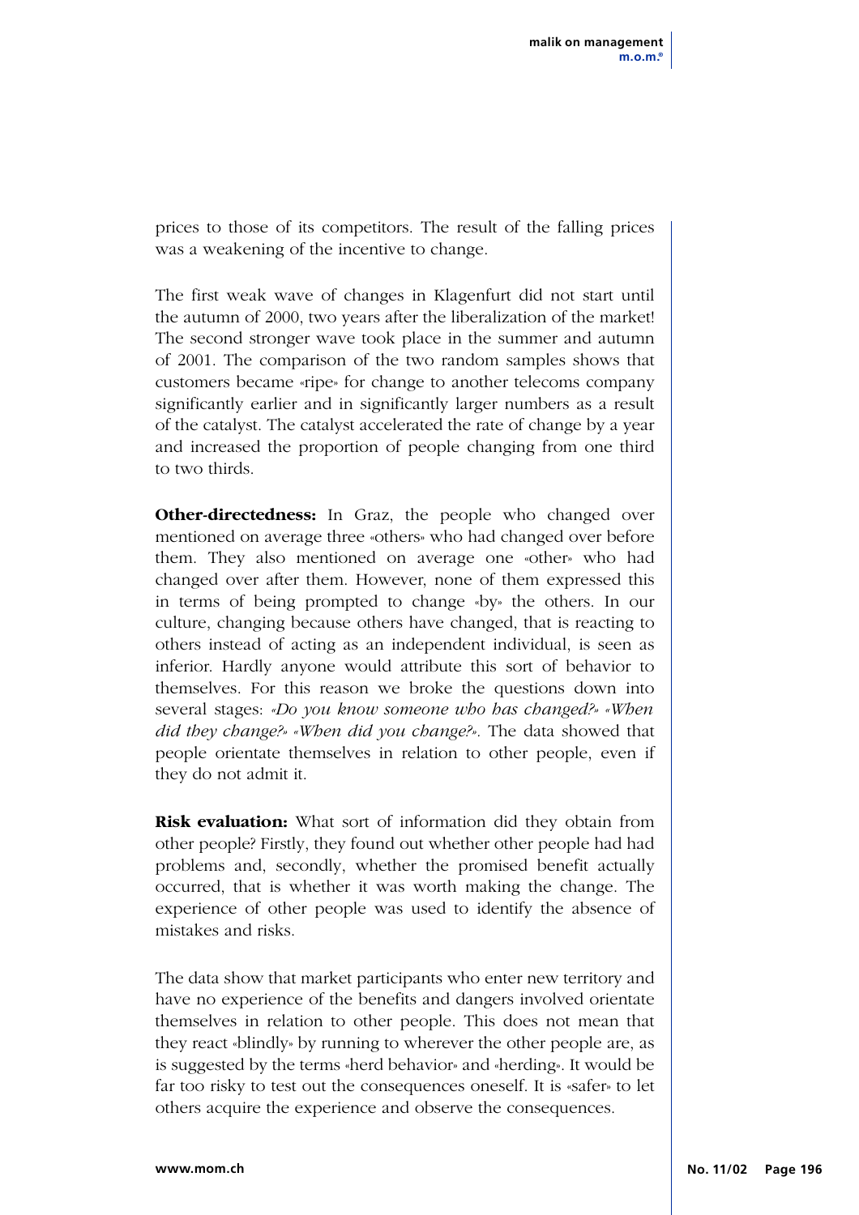prices to those of its competitors. The result of the falling prices was a weakening of the incentive to change.

The first weak wave of changes in Klagenfurt did not start until the autumn of 2000, two years after the liberalization of the market! The second stronger wave took place in the summer and autumn of 2001. The comparison of the two random samples shows that customers became «ripe» for change to another telecoms company significantly earlier and in significantly larger numbers as a result of the catalyst. The catalyst accelerated the rate of change by a year and increased the proportion of people changing from one third to two thirds.

**Other-directedness:** In Graz, the people who changed over mentioned on average three «others» who had changed over before them. They also mentioned on average one «other» who had changed over after them. However, none of them expressed this in terms of being prompted to change «by» the others. In our culture, changing because others have changed, that is reacting to others instead of acting as an independent individual, is seen as inferior. Hardly anyone would attribute this sort of behavior to themselves. For this reason we broke the questions down into several stages: *«Do you know someone who has changed?» «When did they change?» «When did you change?»*. The data showed that people orientate themselves in relation to other people, even if they do not admit it.

**Risk evaluation:** What sort of information did they obtain from other people? Firstly, they found out whether other people had had problems and, secondly, whether the promised benefit actually occurred, that is whether it was worth making the change. The experience of other people was used to identify the absence of mistakes and risks.

The data show that market participants who enter new territory and have no experience of the benefits and dangers involved orientate themselves in relation to other people. This does not mean that they react «blindly» by running to wherever the other people are, as is suggested by the terms «herd behavior» and «herding». It would be far too risky to test out the consequences oneself. It is «safer» to let others acquire the experience and observe the consequences.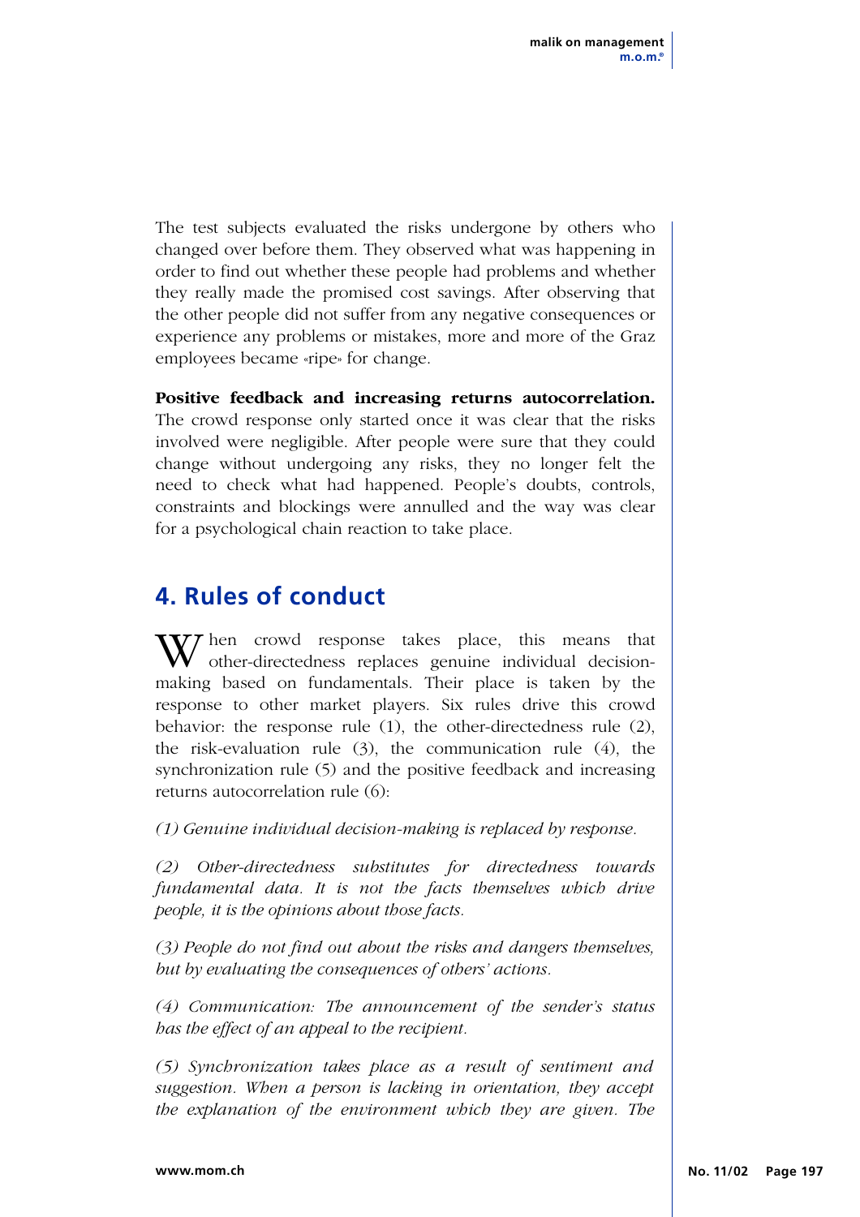The test subjects evaluated the risks undergone by others who changed over before them. They observed what was happening in order to find out whether these people had problems and whether they really made the promised cost savings. After observing that the other people did not suffer from any negative consequences or experience any problems or mistakes, more and more of the Graz employees became «ripe» for change.

**Positive feedback and increasing returns autocorrelation.** The crowd response only started once it was clear that the risks involved were negligible. After people were sure that they could change without undergoing any risks, they no longer felt the need to check what had happened. People's doubts, controls, constraints and blockings were annulled and the way was clear for a psychological chain reaction to take place.

## 4. Rules of conduct

When crowd response takes place, this means that other-directedness replaces genuine individual decision-making based on fundamentals. Their place is taken by the response to other market players. Six rules drive this crowd behavior: the response rule (1), the other-directedness rule (2), the risk-evaluation rule (3), the communication rule (4), the synchronization rule (5) and the positive feedback and increasing returns autocorrelation rule (6):

*(1) Genuine individual decision-making is replaced by response.*

*(2) Other-directedness substitutes for directedness towards fundamental data. It is not the facts themselves which drive people, it is the opinions about those facts.*

*(3) People do not find out about the risks and dangers themselves, but by evaluating the consequences of others' actions.*

*(4) Communication: The announcement of the sender's status has the effect of an appeal to the recipient.*

*(5) Synchronization takes place as a result of sentiment and suggestion. When a person is lacking in orientation, they accept the explanation of the environment which they are given. The*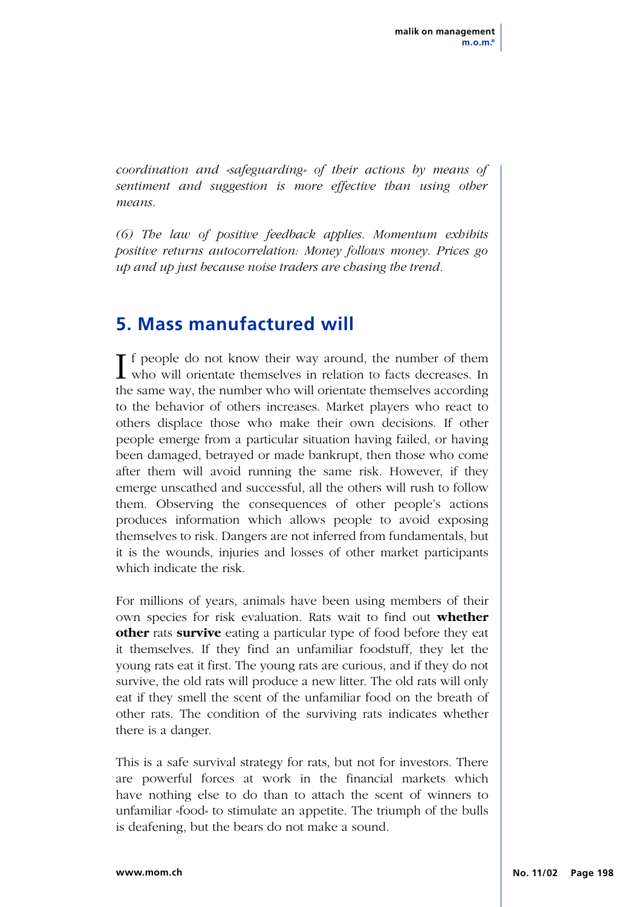*coordination and «safeguarding» of their actions by means of sentiment and suggestion is more effective than using other means.*

*(6) The law of positive feedback applies. Momentum exhibits positive returns autocorrelation: Money follows money. Prices go up and up just because noise traders are chasing the trend.*

## 5. Mass manufactured will

If people do not know their way around, the number of them who will orientate themselves in relation to facts decreases. In the same way, the number who will orientate themselves according to the behavior of others increases. Market players who react to others displace those who make their own decisions. If other people emerge from a particular situation having failed, or having been damaged, betrayed or made bankrupt, then those who come after them will avoid running the same risk. However, if they emerge unscathed and successful, all the others will rush to follow them. Observing the consequences of other people's actions produces information which allows people to avoid exposing themselves to risk. Dangers are not inferred from fundamentals, but it is the wounds, injuries and losses of other market participants which indicate the risk.

For millions of years, animals have been using members of their own species for risk evaluation. Rats wait to find out **whether other** rats **survive** eating a particular type of food before they eat it themselves. If they find an unfamiliar foodstuff, they let the young rats eat it first. The young rats are curious, and if they do not survive, the old rats will produce a new litter. The old rats will only eat if they smell the scent of the unfamiliar food on the breath of other rats. The condition of the surviving rats indicates whether there is a danger.

This is a safe survival strategy for rats, but not for investors. There are powerful forces at work in the financial markets which have nothing else to do than to attach the scent of winners to unfamiliar «food» to stimulate an appetite. The triumph of the bulls is deafening, but the bears do not make a sound.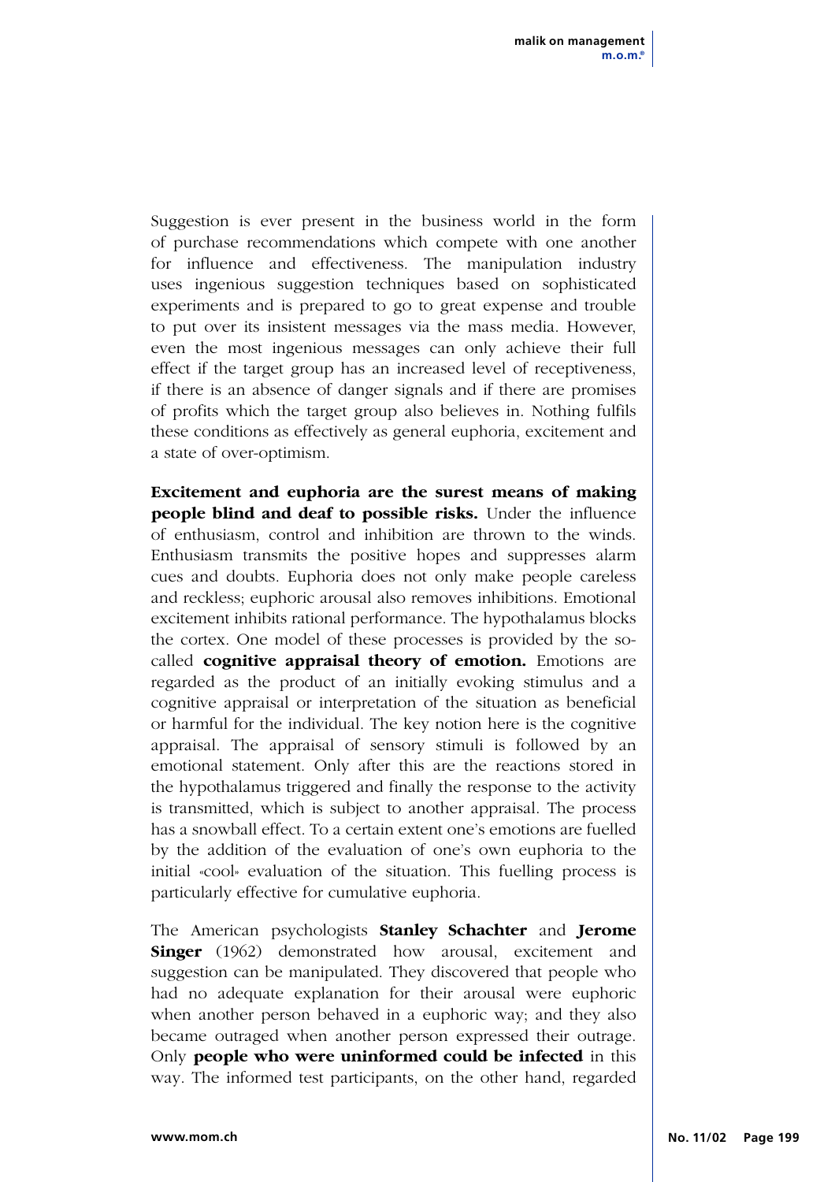Suggestion is ever present in the business world in the form of purchase recommendations which compete with one another for influence and effectiveness. The manipulation industry uses ingenious suggestion techniques based on sophisticated experiments and is prepared to go to great expense and trouble to put over its insistent messages via the mass media. However, even the most ingenious messages can only achieve their full effect if the target group has an increased level of receptiveness, if there is an absence of danger signals and if there are promises of profits which the target group also believes in. Nothing fulfils these conditions as effectively as general euphoria, excitement and a state of over-optimism.

**Excitement and euphoria are the surest means of making people blind and deaf to possible risks.** Under the influence of enthusiasm, control and inhibition are thrown to the winds. Enthusiasm transmits the positive hopes and suppresses alarm cues and doubts. Euphoria does not only make people careless and reckless; euphoric arousal also removes inhibitions. Emotional excitement inhibits rational performance. The hypothalamus blocks the cortex. One model of these processes is provided by the so-called **cognitive appraisal theory of emotion.** Emotions are regarded as the product of an initially evoking stimulus and a cognitive appraisal or interpretation of the situation as beneficial or harmful for the individual. The key notion here is the cognitive appraisal. The appraisal of sensory stimuli is followed by an emotional statement. Only after this are the reactions stored in the hypothalamus triggered and finally the response to the activity is transmitted, which is subject to another appraisal. The process has a snowball effect. To a certain extent one's emotions are fuelled by the addition of the evaluation of one's own euphoria to the initial «cool» evaluation of the situation. This fuelling process is particularly effective for cumulative euphoria.

The American psychologists **Stanley Schachter** and **Jerome Singer** (1962) demonstrated how arousal, excitement and suggestion can be manipulated. They discovered that people who had no adequate explanation for their arousal were euphoric when another person behaved in a euphoric way; and they also became outraged when another person expressed their outrage. Only **people who were uninformed could be infected** in this way. The informed test participants, on the other hand, regarded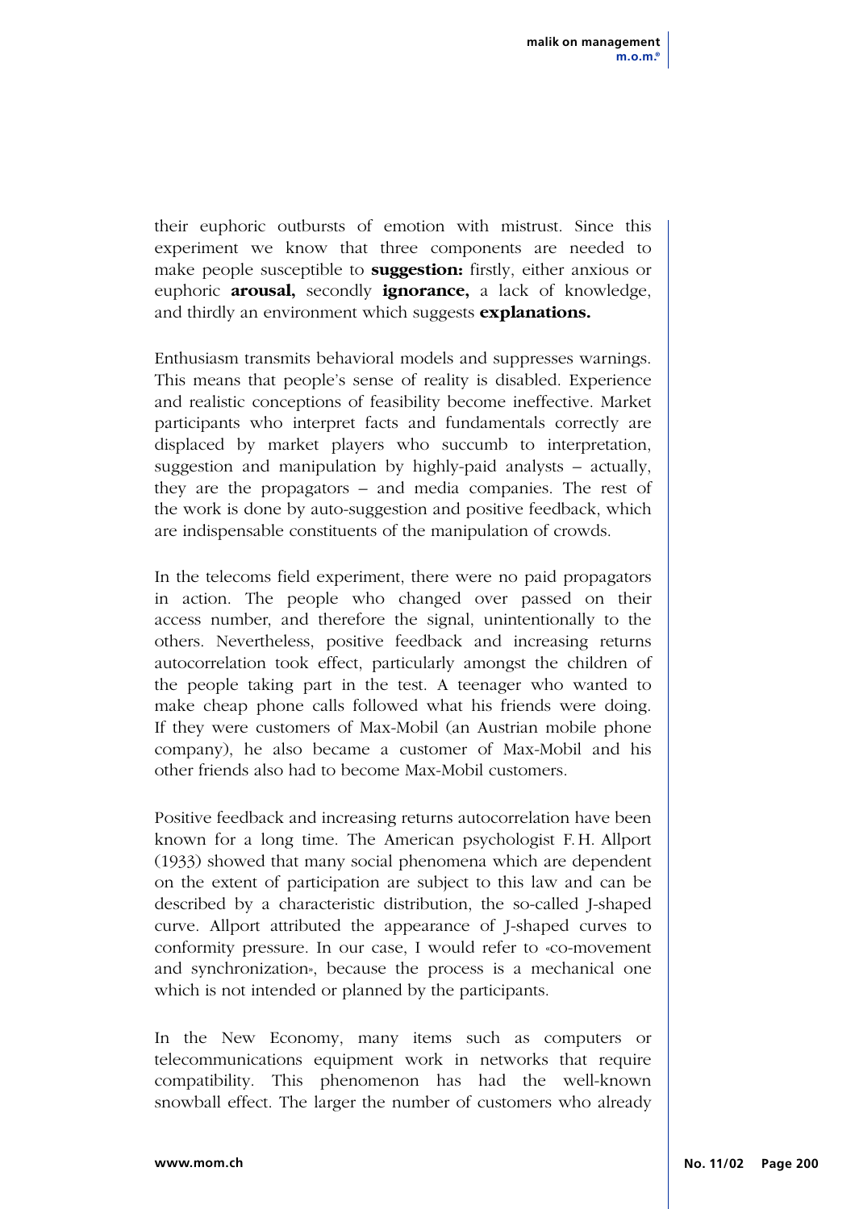their euphoric outbursts of emotion with mistrust. Since this experiment we know that three components are needed to make people susceptible to **suggestion:** firstly, either anxious or euphoric **arousal,** secondly **ignorance,** a lack of knowledge, and thirdly an environment which suggests **explanations.**

Enthusiasm transmits behavioral models and suppresses warnings. This means that people's sense of reality is disabled. Experience and realistic conceptions of feasibility become ineffective. Market participants who interpret facts and fundamentals correctly are displaced by market players who succumb to interpretation, suggestion and manipulation by highly-paid analysts – actually, they are the propagators – and media companies. The rest of the work is done by auto-suggestion and positive feedback, which are indispensable constituents of the manipulation of crowds.

In the telecoms field experiment, there were no paid propagators in action. The people who changed over passed on their access number, and therefore the signal, unintentionally to the others. Nevertheless, positive feedback and increasing returns autocorrelation took effect, particularly amongst the children of the people taking part in the test. A teenager who wanted to make cheap phone calls followed what his friends were doing. If they were customers of Max-Mobil (an Austrian mobile phone company), he also became a customer of Max-Mobil and his other friends also had to become Max-Mobil customers.

Positive feedback and increasing returns autocorrelation have been known for a long time. The American psychologist F. H. Allport (1933) showed that many social phenomena which are dependent on the extent of participation are subject to this law and can be described by a characteristic distribution, the so-called J-shaped curve. Allport attributed the appearance of J-shaped curves to conformity pressure. In our case, I would refer to «co-movement and synchronization», because the process is a mechanical one which is not intended or planned by the participants.

In the New Economy, many items such as computers or telecommunications equipment work in networks that require compatibility. This phenomenon has had the well-known snowball effect. The larger the number of customers who already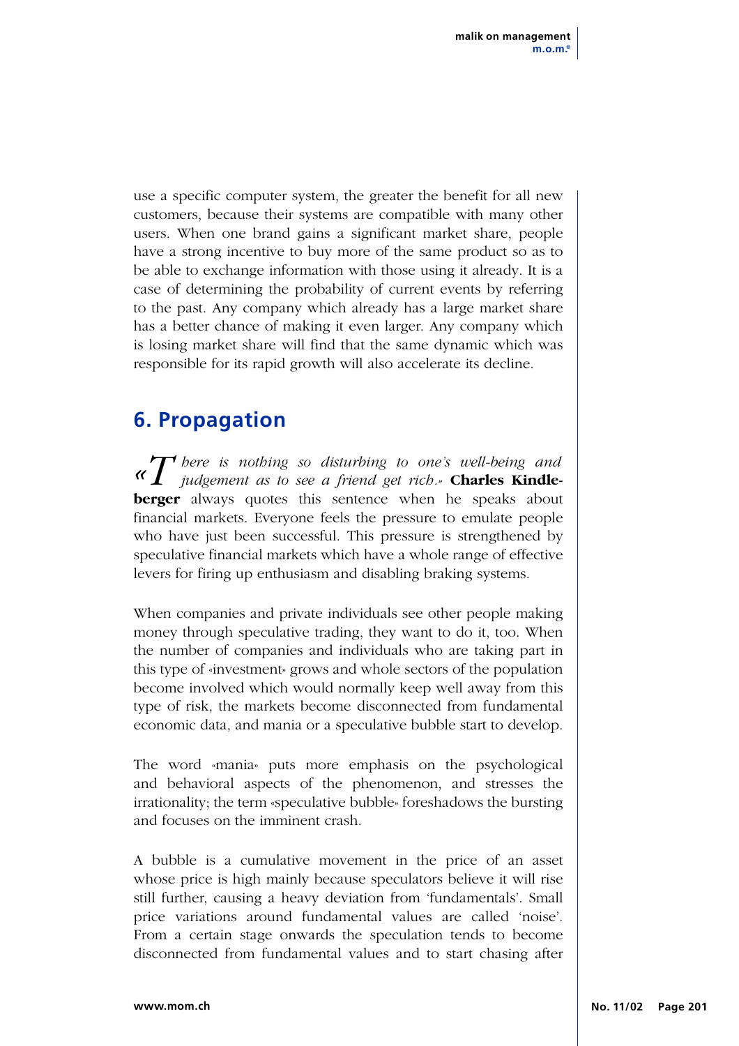use a specific computer system, the greater the benefit for all new customers, because their systems are compatible with many other users. When one brand gains a significant market share, people have a strong incentive to buy more of the same product so as to be able to exchange information with those using it already. It is a case of determining the probability of current events by referring to the past. Any company which already has a large market share has a better chance of making it even larger. Any company which is losing market share will find that the same dynamic which was responsible for its rapid growth will also accelerate its decline.

## 6. Propagation

*«There is nothing so disturbing to one's well-being and judgement as to see a friend get rich.»* **Charles Kindleberger** always quotes this sentence when he speaks about financial markets. Everyone feels the pressure to emulate people who have just been successful. This pressure is strengthened by speculative financial markets which have a whole range of effective levers for firing up enthusiasm and disabling braking systems.

When companies and private individuals see other people making money through speculative trading, they want to do it, too. When the number of companies and individuals who are taking part in this type of «investment» grows and whole sectors of the population become involved which would normally keep well away from this type of risk, the markets become disconnected from fundamental economic data, and mania or a speculative bubble start to develop.

The word «mania» puts more emphasis on the psychological and behavioral aspects of the phenomenon, and stresses the irrationality; the term «speculative bubble» foreshadows the bursting and focuses on the imminent crash.

A bubble is a cumulative movement in the price of an asset whose price is high mainly because speculators believe it will rise still further, causing a heavy deviation from 'fundamentals'. Small price variations around fundamental values are called 'noise'. From a certain stage onwards the speculation tends to become disconnected from fundamental values and to start chasing after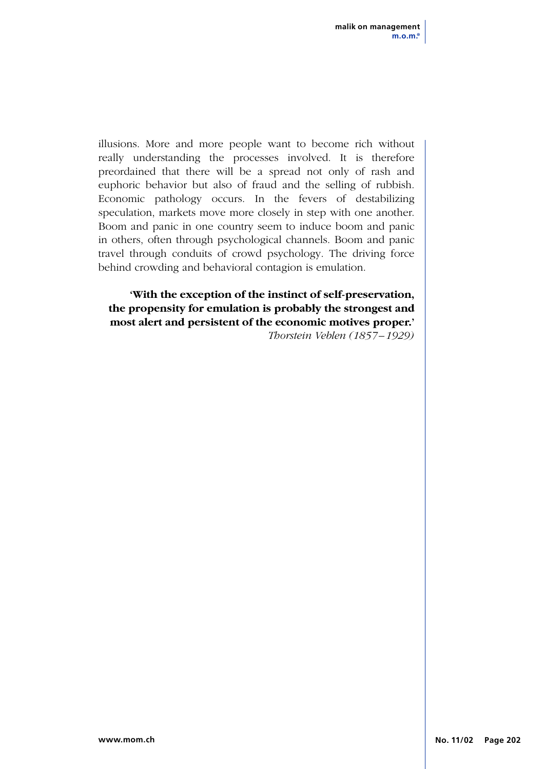illusions. More and more people want to become rich without really understanding the processes involved. It is therefore preordained that there will be a spread not only of rash and euphoric behavior but also of fraud and the selling of rubbish. Economic pathology occurs. In the fevers of destabilizing speculation, markets move more closely in step with one another. Boom and panic in one country seem to induce boom and panic in others, often through psychological channels. Boom and panic travel through conduits of crowd psychology. The driving force behind crowding and behavioral contagion is emulation.

**'With the exception of the instinct of self-preservation, the propensity for emulation is probably the strongest and most alert and persistent of the economic motives proper.'**
*Thorstein Veblen (1857–1929)*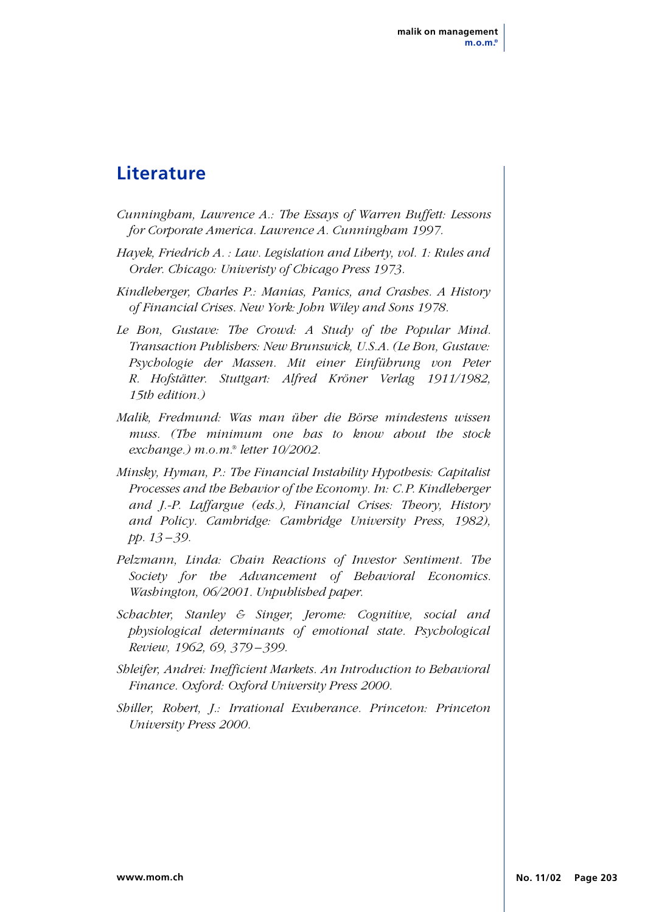## Literature

*Cunningham, Lawrence A.: The Essays of Warren Buffett: Lessons for Corporate America. Lawrence A. Cunningham 1997.*

*Hayek, Friedrich A. : Law. Legislation and Liberty, vol. 1: Rules and Order. Chicago: Univeristy of Chicago Press 1973.*

*Kindleberger, Charles P.: Manias, Panics, and Crashes. A History of Financial Crises. New York: John Wiley and Sons 1978.*

*Le Bon, Gustave: The Crowd: A Study of the Popular Mind. Transaction Publishers: New Brunswick, U.S.A. (Le Bon, Gustave: Psychologie der Massen. Mit einer Einführung von Peter R. Hofstätter. Stuttgart: Alfred Kröner Verlag 1911/1982, 15th edition.)*

*Malik, Fredmund: Was man über die Börse mindestens wissen muss. (The minimum one has to know about the stock exchange.) m.o.m.® letter 10/2002.*

*Minsky, Hyman, P.: The Financial Instability Hypothesis: Capitalist Processes and the Behavior of the Economy. In: C.P. Kindleberger and J.-P. Laffargue (eds.), Financial Crises: Theory, History and Policy. Cambridge: Cambridge University Press, 1982), pp. 13–39.*

*Pelzmann, Linda: Chain Reactions of Investor Sentiment. The Society for the Advancement of Behavioral Economics. Washington, 06/2001. Unpublished paper.*

*Schachter, Stanley & Singer, Jerome: Cognitive, social and physiological determinants of emotional state. Psychological Review, 1962, 69, 379–399.*

*Shleifer, Andrei: Inefficient Markets. An Introduction to Behavioral Finance. Oxford: Oxford University Press 2000.*

*Shiller, Robert, J.: Irrational Exuberance. Princeton: Princeton University Press 2000.*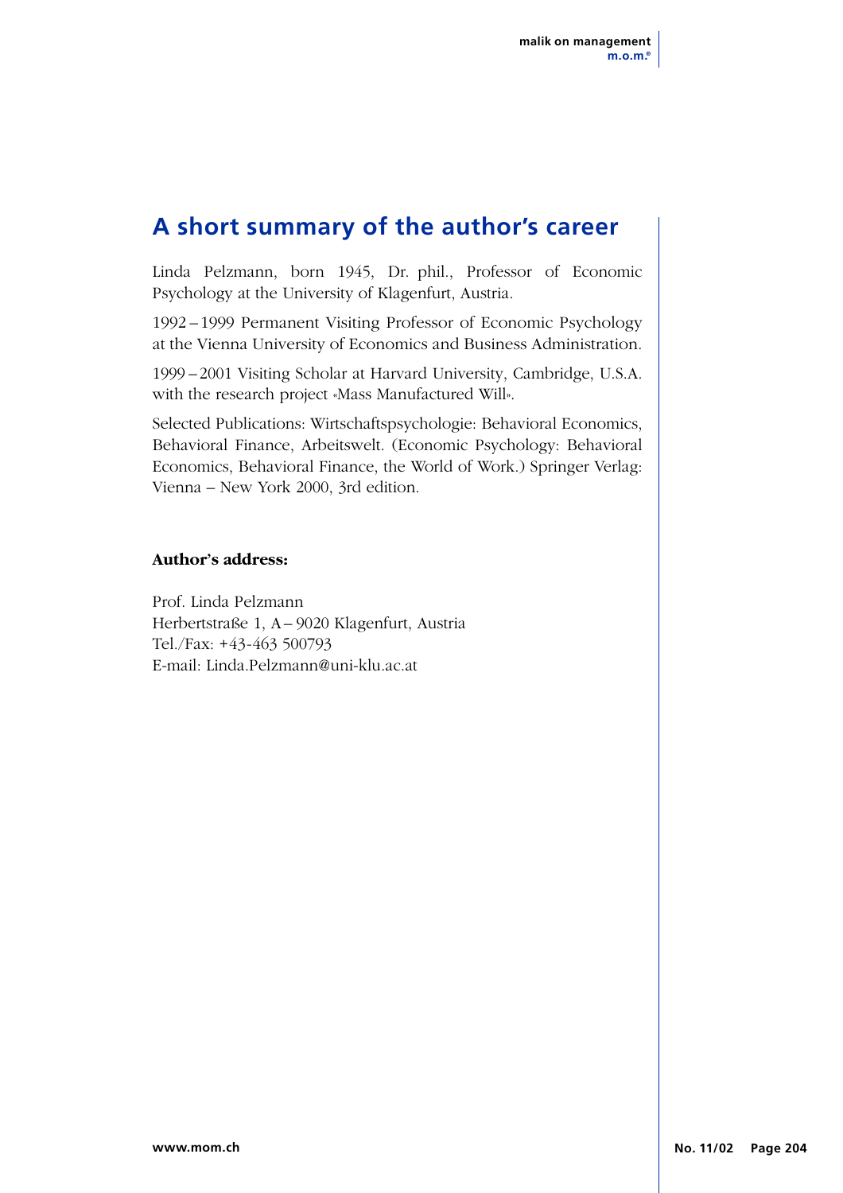## A short summary of the author's career

Linda Pelzmann, born 1945, Dr. phil., Professor of Economic Psychology at the University of Klagenfurt, Austria.

1992 – 1999 Permanent Visiting Professor of Economic Psychology at the Vienna University of Economics and Business Administration.

1999 – 2001 Visiting Scholar at Harvard University, Cambridge, U.S.A. with the research project «Mass Manufactured Will».

Selected Publications: Wirtschaftspsychologie: Behavioral Economics, Behavioral Finance, Arbeitswelt. (Economic Psychology: Behavioral Economics, Behavioral Finance, the World of Work.) Springer Verlag: Vienna – New York 2000, 3rd edition.

**Author's address:**

Prof. Linda Pelzmann
Herbertstraße 1, A – 9020 Klagenfurt, Austria
Tel./Fax: +43-463 500793
E-mail: Linda.Pelzmann@uni-klu.ac.at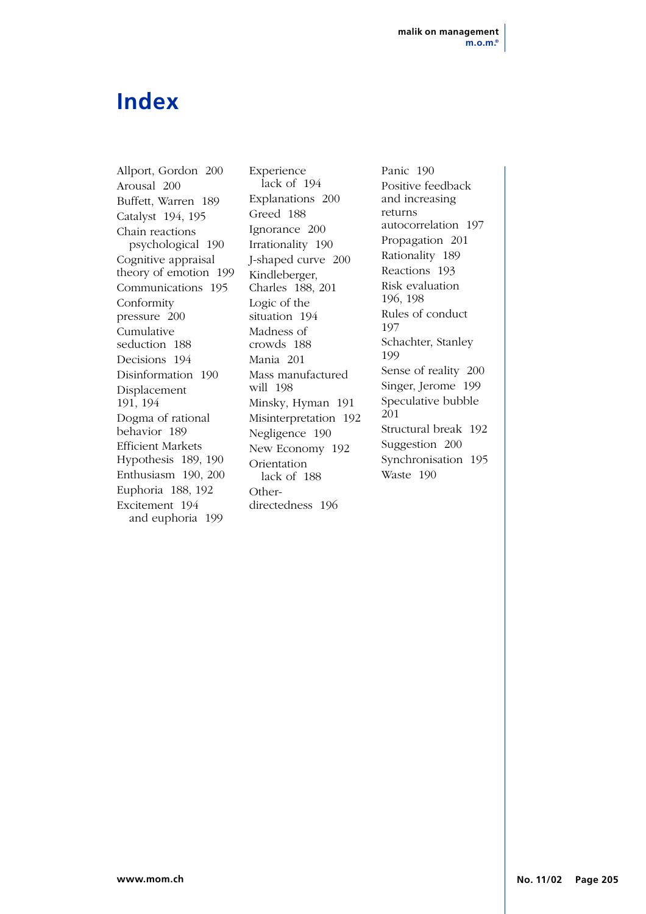# Index

Allport, Gordon 200
Arousal 200
Buffett, Warren 189
Catalyst 194, 195
Chain reactions
  psychological 190
Cognitive appraisal theory of emotion 199
Communications 195
Conformity pressure 200
Cumulative seduction 188
Decisions 194
Disinformation 190
Displacement 191, 194
Dogma of rational behavior 189
Efficient Markets Hypothesis 189, 190
Enthusiasm 190, 200
Euphoria 188, 192
Excitement 194
  and euphoria 199
Experience
  lack of 194
Explanations 200
Greed 188
Ignorance 200
Irrationality 190
J-shaped curve 200
Kindleberger, Charles 188, 201
Logic of the situation 194
Madness of crowds 188
Mania 201
Mass manufactured will 198
Minsky, Hyman 191
Misinterpretation 192
Negligence 190
New Economy 192
Orientation
  lack of 188
Other-directedness 196
Panic 190
Positive feedback and increasing returns autocorrelation 197
Propagation 201
Rationality 189
Reactions 193
Risk evaluation 196, 198
Rules of conduct 197
Schachter, Stanley 199
Sense of reality 200
Singer, Jerome 199
Speculative bubble 201
Structural break 192
Suggestion 200
Synchronisation 195
Waste 190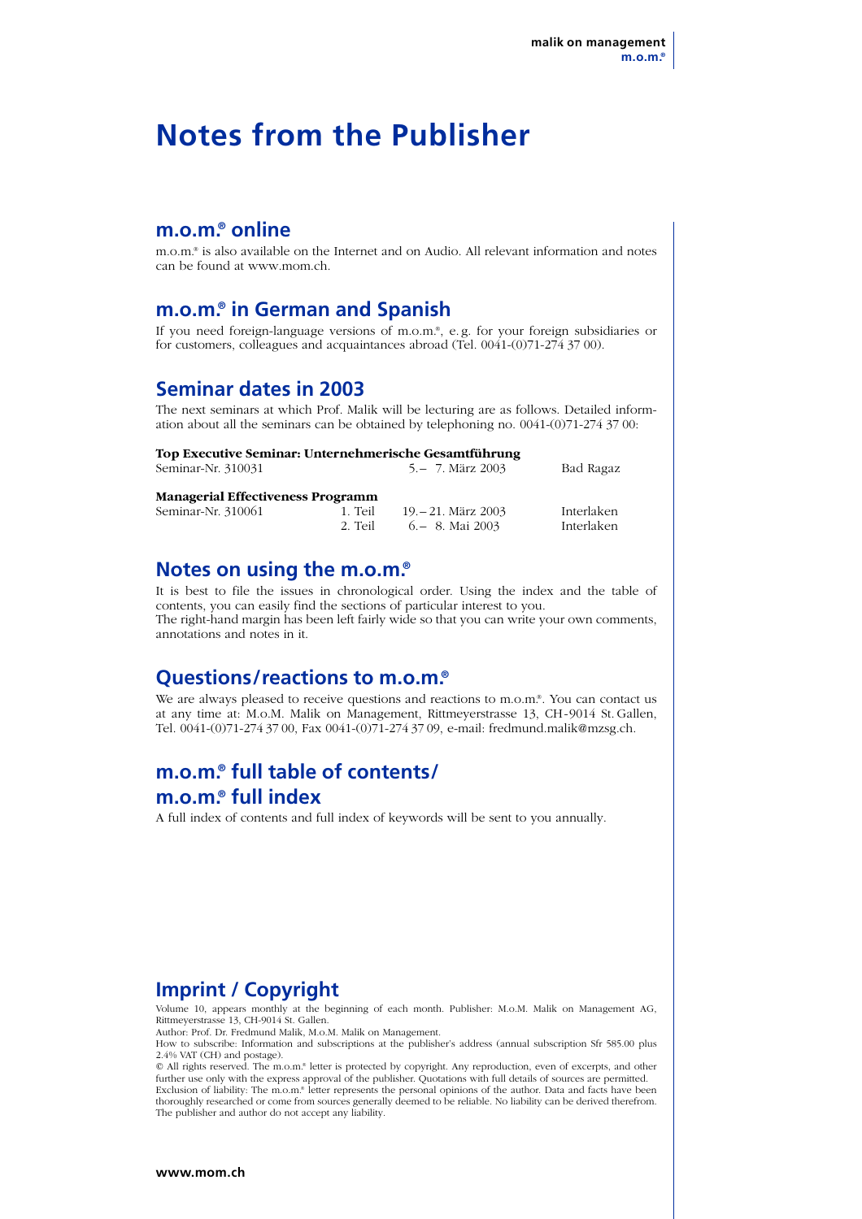# Notes from the Publisher

## m.o.m.® online

m.o.m.® is also available on the Internet and on Audio. All relevant information and notes can be found at www.mom.ch.

## m.o.m.® in German and Spanish

If you need foreign-language versions of m.o.m.®, e.g. for your foreign subsidiaries or for customers, colleagues and acquaintances abroad (Tel. 0041-(0)71-274 37 00).

## Seminar dates in 2003

The next seminars at which Prof. Malik will be lecturing are as follows. Detailed information about all the seminars can be obtained by telephoning no. 0041-(0)71-274 37 00:

**Top Executive Seminar: Unternehmerische Gesamtführung**

| | | | |
|---|---|---|---|
| Seminar-Nr. 310031 | | 5. – 7. März 2003 | Bad Ragaz |

**Managerial Effectiveness Programm**

| | | | |
|---|---|---|---|
| Seminar-Nr. 310061 | 1. Teil | 19. – 21. März 2003 | Interlaken |
| | 2. Teil | 6. – 8. Mai 2003 | Interlaken |

## Notes on using the m.o.m.®

It is best to file the issues in chronological order. Using the index and the table of contents, you can easily find the sections of particular interest to you.
The right-hand margin has been left fairly wide so that you can write your own comments, annotations and notes in it.

## Questions/reactions to m.o.m.®

We are always pleased to receive questions and reactions to m.o.m.®. You can contact us at any time at: M.o.M. Malik on Management, Rittmeyerstrasse 13, CH-9014 St. Gallen, Tel. 0041-(0)71-274 37 00, Fax 0041-(0)71-274 37 09, e-mail: fredmund.malik@mzsg.ch.

## m.o.m.® full table of contents/ m.o.m.® full index

A full index of contents and full index of keywords will be sent to you annually.

## Imprint / Copyright

Volume 10, appears monthly at the beginning of each month. Publisher: M.o.M. Malik on Management AG, Rittmeyerstrasse 13, CH-9014 St. Gallen.
Author: Prof. Dr. Fredmund Malik, M.o.M. Malik on Management.
How to subscribe: Information and subscriptions at the publisher's address (annual subscription Sfr 585.00 plus 2.4% VAT (CH) and postage).
© All rights reserved. The m.o.m.® letter is protected by copyright. Any reproduction, even of excerpts, and other further use only with the express approval of the publisher. Quotations with full details of sources are permitted.
Exclusion of liability: The m.o.m.® letter represents the personal opinions of the author. Data and facts have been thoroughly researched or come from sources generally deemed to be reliable. No liability can be derived therefrom. The publisher and author do not accept any liability.

www.mom.ch